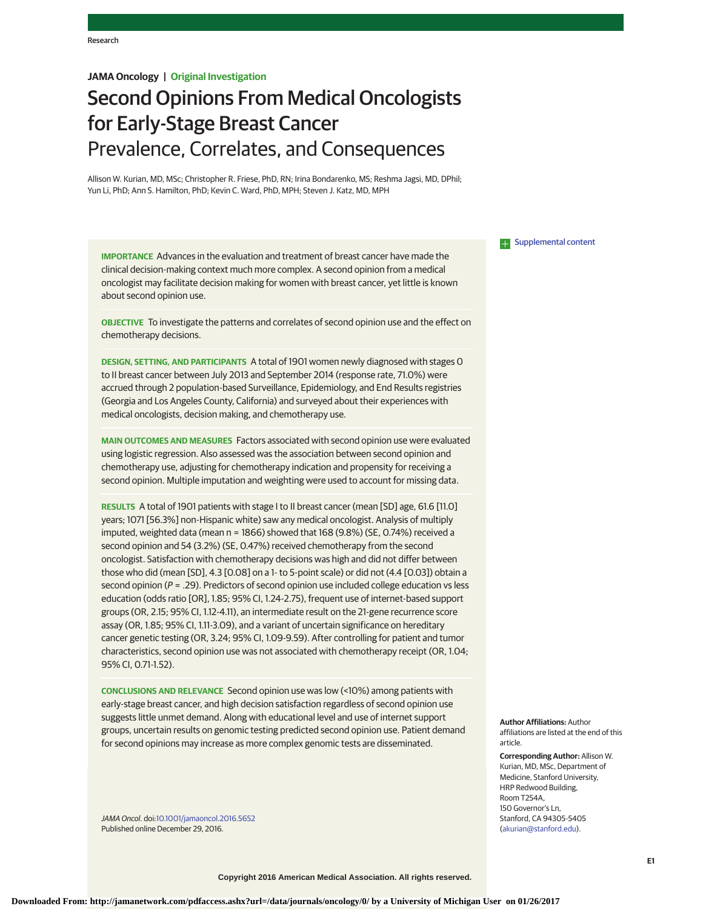Research

**JAMA Oncology | Original Investigation**

# Second Opinions From Medical Oncologists for Early-Stage Breast Cancer
## Prevalence, Correlates, and Consequences

Allison W. Kurian, MD, MSc; Christopher R. Friese, PhD, RN; Irina Bondarenko, MS; Reshma Jagsi, MD, DPhil; Yun Li, PhD; Ann S. Hamilton, PhD; Kevin C. Ward, PhD, MPH; Steven J. Katz, MD, MPH

**IMPORTANCE** Advances in the evaluation and treatment of breast cancer have made the clinical decision-making context much more complex. A second opinion from a medical oncologist may facilitate decision making for women with breast cancer, yet little is known about second opinion use.

**OBJECTIVE** To investigate the patterns and correlates of second opinion use and the effect on chemotherapy decisions.

**DESIGN, SETTING, AND PARTICIPANTS** A total of 1901 women newly diagnosed with stages 0 to II breast cancer between July 2013 and September 2014 (response rate, 71.0%) were accrued through 2 population-based Surveillance, Epidemiology, and End Results registries (Georgia and Los Angeles County, California) and surveyed about their experiences with medical oncologists, decision making, and chemotherapy use.

**MAIN OUTCOMES AND MEASURES** Factors associated with second opinion use were evaluated using logistic regression. Also assessed was the association between second opinion and chemotherapy use, adjusting for chemotherapy indication and propensity for receiving a second opinion. Multiple imputation and weighting were used to account for missing data.

**RESULTS** A total of 1901 patients with stage I to II breast cancer (mean [SD] age, 61.6 [11.0] years; 1071 [56.3%] non-Hispanic white) saw any medical oncologist. Analysis of multiply imputed, weighted data (mean n = 1866) showed that 168 (9.8%) (SE, 0.74%) received a second opinion and 54 (3.2%) (SE, 0.47%) received chemotherapy from the second oncologist. Satisfaction with chemotherapy decisions was high and did not differ between those who did (mean [SD], 4.3 [0.08] on a 1- to 5-point scale) or did not (4.4 [0.03]) obtain a second opinion (*P* = .29). Predictors of second opinion use included college education vs less education (odds ratio [OR], 1.85; 95% CI, 1.24-2.75), frequent use of internet-based support groups (OR, 2.15; 95% CI, 1.12-4.11), an intermediate result on the 21-gene recurrence score assay (OR, 1.85; 95% CI, 1.11-3.09), and a variant of uncertain significance on hereditary cancer genetic testing (OR, 3.24; 95% CI, 1.09-9.59). After controlling for patient and tumor characteristics, second opinion use was not associated with chemotherapy receipt (OR, 1.04; 95% CI, 0.71-1.52).

**CONCLUSIONS AND RELEVANCE** Second opinion use was low (<10%) among patients with early-stage breast cancer, and high decision satisfaction regardless of second opinion use suggests little unmet demand. Along with educational level and use of internet support groups, uncertain results on genomic testing predicted second opinion use. Patient demand for second opinions may increase as more complex genomic tests are disseminated.

*JAMA Oncol*. doi:10.1001/jamaoncol.2016.5652
Published online December 29, 2016.

Supplemental content

**Author Affiliations:** Author affiliations are listed at the end of this article.

**Corresponding Author:** Allison W. Kurian, MD, MSc, Department of Medicine, Stanford University, HRP Redwood Building, Room T254A, 150 Governor's Ln, Stanford, CA 94305-5405 (akurian@stanford.edu).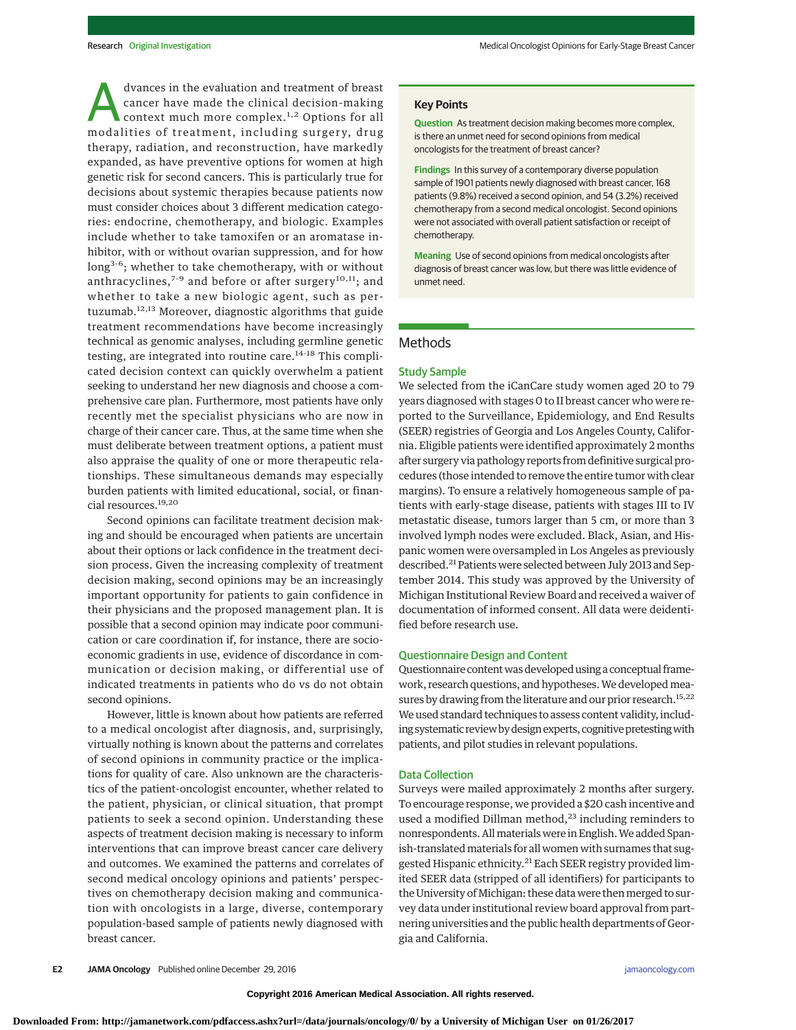Advances in the evaluation and treatment of breast cancer have made the clinical decision-making context much more complex.[1,2] Options for all modalities of treatment, including surgery, drug therapy, radiation, and reconstruction, have markedly expanded, as have preventive options for women at high genetic risk for second cancers. This is particularly true for decisions about systemic therapies because patients now must consider choices about 3 different medication categories: endocrine, chemotherapy, and biologic. Examples include whether to take tamoxifen or an aromatase inhibitor, with or without ovarian suppression, and for how long[3-6]; whether to take chemotherapy, with or without anthracyclines,[7-9] and before or after surgery[10,11]; and whether to take a new biologic agent, such as pertuzumab.[12,13] Moreover, diagnostic algorithms that guide treatment recommendations have become increasingly technical as genomic analyses, including germline genetic testing, are integrated into routine care.[14-18] This complicated decision context can quickly overwhelm a patient seeking to understand her new diagnosis and choose a comprehensive care plan. Furthermore, most patients have only recently met the specialist physicians who are now in charge of their cancer care. Thus, at the same time when she must deliberate between treatment options, a patient must also appraise the quality of one or more therapeutic relationships. These simultaneous demands may especially burden patients with limited educational, social, or financial resources.[19,20]

Second opinions can facilitate treatment decision making and should be encouraged when patients are uncertain about their options or lack confidence in the treatment decision process. Given the increasing complexity of treatment decision making, second opinions may be an increasingly important opportunity for patients to gain confidence in their physicians and the proposed management plan. It is possible that a second opinion may indicate poor communication or care coordination if, for instance, there are socioeconomic gradients in use, evidence of discordance in communication or decision making, or differential use of indicated treatments in patients who do vs do not obtain second opinions.

However, little is known about how patients are referred to a medical oncologist after diagnosis, and, surprisingly, virtually nothing is known about the patterns and correlates of second opinions in community practice or the implications for quality of care. Also unknown are the characteristics of the patient-oncologist encounter, whether related to the patient, physician, or clinical situation, that prompt patients to seek a second opinion. Understanding these aspects of treatment decision making is necessary to inform interventions that can improve breast cancer care delivery and outcomes. We examined the patterns and correlates of second medical oncology opinions and patients' perspectives on chemotherapy decision making and communication with oncologists in a large, diverse, contemporary population-based sample of patients newly diagnosed with breast cancer.

**Key Points**

**Question** As treatment decision making becomes more complex, is there an unmet need for second opinions from medical oncologists for the treatment of breast cancer?

**Findings** In this survey of a contemporary diverse population sample of 1901 patients newly diagnosed with breast cancer, 168 patients (9.8%) received a second opinion, and 54 (3.2%) received chemotherapy from a second medical oncologist. Second opinions were not associated with overall patient satisfaction or receipt of chemotherapy.

**Meaning** Use of second opinions from medical oncologists after diagnosis of breast cancer was low, but there was little evidence of unmet need.

## Methods

### Study Sample

We selected from the iCanCare study women aged 20 to 79 years diagnosed with stages 0 to II breast cancer who were reported to the Surveillance, Epidemiology, and End Results (SEER) registries of Georgia and Los Angeles County, California. Eligible patients were identified approximately 2 months after surgery via pathology reports from definitive surgical procedures (those intended to remove the entire tumor with clear margins). To ensure a relatively homogeneous sample of patients with early-stage disease, patients with stages III to IV metastatic disease, tumors larger than 5 cm, or more than 3 involved lymph nodes were excluded. Black, Asian, and Hispanic women were oversampled in Los Angeles as previously described.[21] Patients were selected between July 2013 and September 2014. This study was approved by the University of Michigan Institutional Review Board and received a waiver of documentation of informed consent. All data were deidentified before research use.

### Questionnaire Design and Content

Questionnaire content was developed using a conceptual framework, research questions, and hypotheses. We developed measures by drawing from the literature and our prior research.[15,22] We used standard techniques to assess content validity, including systematic review by design experts, cognitive pretesting with patients, and pilot studies in relevant populations.

### Data Collection

Surveys were mailed approximately 2 months after surgery. To encourage response, we provided a $20 cash incentive and used a modified Dillman method,[23] including reminders to nonrespondents. All materials were in English. We added Spanish-translated materials for all women with surnames that suggested Hispanic ethnicity.[21] Each SEER registry provided limited SEER data (stripped of all identifiers) for participants to the University of Michigan: these data were then merged to survey data under institutional review board approval from partnering universities and the public health departments of Georgia and California.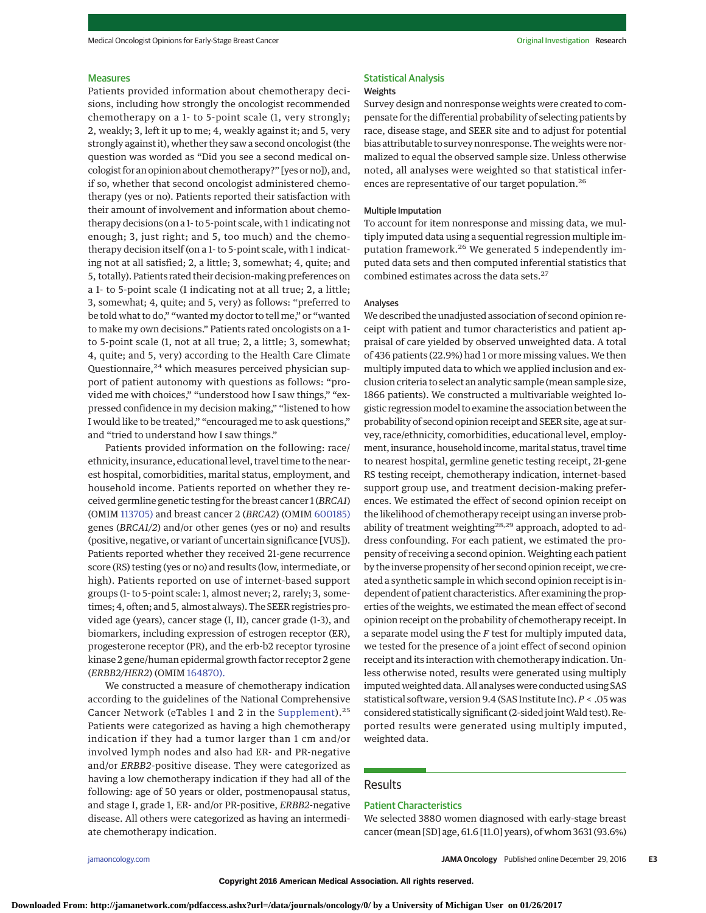## Measures

Patients provided information about chemotherapy decisions, including how strongly the oncologist recommended chemotherapy on a 1- to 5-point scale (1, very strongly; 2, weakly; 3, left it up to me; 4, weakly against it; and 5, very strongly against it), whether they saw a second oncologist (the question was worded as "Did you see a second medical oncologist for an opinion about chemotherapy?" [yes or no]), and, if so, whether that second oncologist administered chemotherapy (yes or no). Patients reported their satisfaction with their amount of involvement and information about chemotherapy decisions (on a 1- to 5-point scale, with 1 indicating not enough; 3, just right; and 5, too much) and the chemotherapy decision itself (on a 1- to 5-point scale, with 1 indicating not at all satisfied; 2, a little; 3, somewhat; 4, quite; and 5, totally). Patients rated their decision-making preferences on a 1- to 5-point scale (1 indicating not at all true; 2, a little; 3, somewhat; 4, quite; and 5, very) as follows: "preferred to be told what to do," "wanted my doctor to tell me," or "wanted to make my own decisions." Patients rated oncologists on a 1- to 5-point scale (1, not at all true; 2, a little; 3, somewhat; 4, quite; and 5, very) according to the Health Care Climate Questionnaire,[24] which measures perceived physician support of patient autonomy with questions as follows: "provided me with choices," "understood how I saw things," "expressed confidence in my decision making," "listened to how I would like to be treated," "encouraged me to ask questions," and "tried to understand how I saw things."

Patients provided information on the following: race/ethnicity, insurance, educational level, travel time to the nearest hospital, comorbidities, marital status, employment, and household income. Patients reported on whether they received germline genetic testing for the breast cancer 1 (*BRCA1*) (OMIM 113705) and breast cancer 2 (*BRCA2*) (OMIM 600185) genes (*BRCA1/2*) and/or other genes (yes or no) and results (positive, negative, or variant of uncertain significance [VUS]). Patients reported whether they received 21-gene recurrence score (RS) testing (yes or no) and results (low, intermediate, or high). Patients reported on use of internet-based support groups (1- to 5-point scale: 1, almost never; 2, rarely; 3, sometimes; 4, often; and 5, almost always). The SEER registries provided age (years), cancer stage (I, II), cancer grade (1-3), and biomarkers, including expression of estrogen receptor (ER), progesterone receptor (PR), and the erb-b2 receptor tyrosine kinase 2 gene/human epidermal growth factor receptor 2 gene (*ERBB2/HER2*) (OMIM 164870).

We constructed a measure of chemotherapy indication according to the guidelines of the National Comprehensive Cancer Network (eTables 1 and 2 in the Supplement).[25] Patients were categorized as having a high chemotherapy indication if they had a tumor larger than 1 cm and/or involved lymph nodes and also had ER- and PR-negative and/or *ERBB2*-positive disease. They were categorized as having a low chemotherapy indication if they had all of the following: age of 50 years or older, postmenopausal status, and stage I, grade 1, ER- and/or PR-positive, *ERBB2*-negative disease. All others were categorized as having an intermediate chemotherapy indication.

## Statistical Analysis

### Weights

Survey design and nonresponse weights were created to compensate for the differential probability of selecting patients by race, disease stage, and SEER site and to adjust for potential bias attributable to survey nonresponse. The weights were normalized to equal the observed sample size. Unless otherwise noted, all analyses were weighted so that statistical inferences are representative of our target population.[26]

### Multiple Imputation

To account for item nonresponse and missing data, we multiply imputed data using a sequential regression multiple imputation framework.[26] We generated 5 independently imputed data sets and then computed inferential statistics that combined estimates across the data sets.[27]

### Analyses

We described the unadjusted association of second opinion receipt with patient and tumor characteristics and patient appraisal of care yielded by observed unweighted data. A total of 436 patients (22.9%) had 1 or more missing values. We then multiply imputed data to which we applied inclusion and exclusion criteria to select an analytic sample (mean sample size, 1866 patients). We constructed a multivariable weighted logistic regression model to examine the association between the probability of second opinion receipt and SEER site, age at survey, race/ethnicity, comorbidities, educational level, employment, insurance, household income, marital status, travel time to nearest hospital, germline genetic testing receipt, 21-gene RS testing receipt, chemotherapy indication, internet-based support group use, and treatment decision-making preferences. We estimated the effect of second opinion receipt on the likelihood of chemotherapy receipt using an inverse probability of treatment weighting[28,29] approach, adopted to address confounding. For each patient, we estimated the propensity of receiving a second opinion. Weighting each patient by the inverse propensity of her second opinion receipt, we created a synthetic sample in which second opinion receipt is independent of patient characteristics. After examining the properties of the weights, we estimated the mean effect of second opinion receipt on the probability of chemotherapy receipt. In a separate model using the $F$ test for multiply imputed data, we tested for the presence of a joint effect of second opinion receipt and its interaction with chemotherapy indication. Unless otherwise noted, results were generated using multiply imputed weighted data. All analyses were conducted using SAS statistical software, version 9.4 (SAS Institute Inc). $P < .05$ was considered statistically significant (2-sided joint Wald test). Reported results were generated using multiply imputed, weighted data.

# Results

## Patient Characteristics

We selected 3880 women diagnosed with early-stage breast cancer (mean [SD] age, 61.6 [11.0] years), of whom 3631 (93.6%)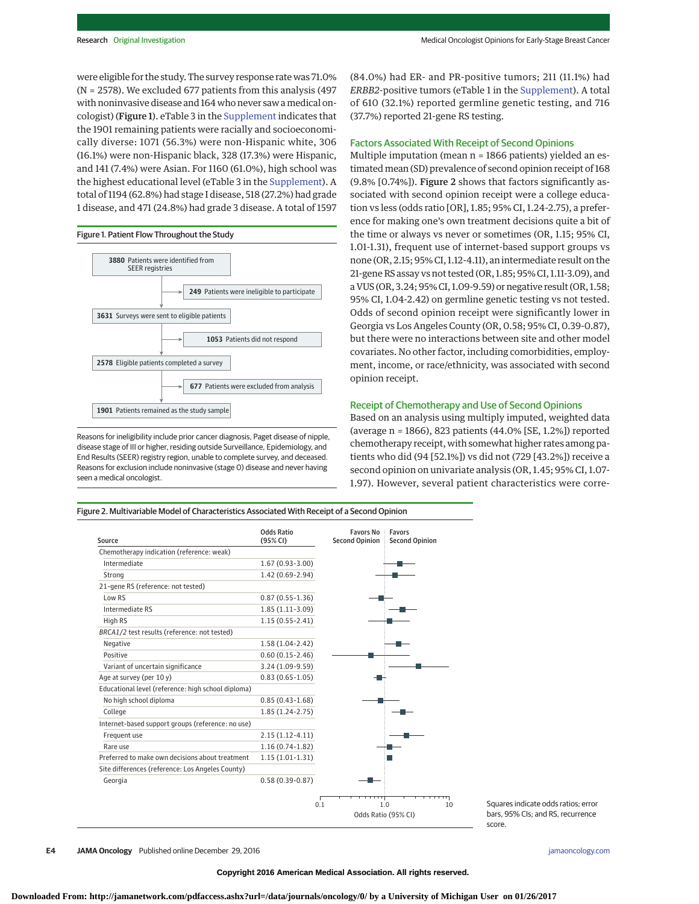were eligible for the study. The survey response rate was 71.0% (N = 2578). We excluded 677 patients from this analysis (497 with noninvasive disease and 164 who never saw a medical oncologist) (**Figure 1**). eTable 3 in the Supplement indicates that the 1901 remaining patients were racially and socioeconomically diverse: 1071 (56.3%) were non-Hispanic white, 306 (16.1%) were non-Hispanic black, 328 (17.3%) were Hispanic, and 141 (7.4%) were Asian. For 1160 (61.0%), high school was the highest educational level (eTable 3 in the Supplement). A total of 1194 (62.8%) had stage I disease, 518 (27.2%) had grade 1 disease, and 471 (24.8%) had grade 3 disease. A total of 1597 (84.0%) had ER- and PR-positive tumors; 211 (11.1%) had *ERBB2*-positive tumors (eTable 1 in the Supplement). A total of 610 (32.1%) reported germline genetic testing, and 716 (37.7%) reported 21-gene RS testing.

**Figure 1. Patient Flow Throughout the Study**

- **3880** Patients were identified from SEER registries
  - → **249** Patients were ineligible to participate
- **3631** Surveys were sent to eligible patients
  - → **1053** Patients did not respond
- **2578** Eligible patients completed a survey
  - → **677** Patients were excluded from analysis
- **1901** Patients remained as the study sample

Reasons for ineligibility include prior cancer diagnosis, Paget disease of nipple, disease stage of III or higher, residing outside Surveillance, Epidemiology, and End Results (SEER) registry region, unable to complete survey, and deceased. Reasons for exclusion include noninvasive (stage 0) disease and never having seen a medical oncologist.

## Factors Associated With Receipt of Second Opinions

Multiple imputation (mean n = 1866 patients) yielded an estimated mean (SD) prevalence of second opinion receipt of 168 (9.8% [0.74%]). **Figure 2** shows that factors significantly associated with second opinion receipt were a college education vs less (odds ratio [OR], 1.85; 95% CI, 1.24-2.75), a preference for making one's own treatment decisions quite a bit of the time or always vs never or sometimes (OR, 1.15; 95% CI, 1.01-1.31), frequent use of internet-based support groups vs none (OR, 2.15; 95% CI, 1.12-4.11), an intermediate result on the 21-gene RS assay vs not tested (OR, 1.85; 95% CI, 1.11-3.09), and a VUS (OR, 3.24; 95% CI, 1.09-9.59) or negative result (OR, 1.58; 95% CI, 1.04-2.42) on germline genetic testing vs not tested. Odds of second opinion receipt were significantly lower in Georgia vs Los Angeles County (OR, 0.58; 95% CI, 0.39-0.87), but there were no interactions between site and other model covariates. No other factor, including comorbidities, employment, income, or race/ethnicity, was associated with second opinion receipt.

## Receipt of Chemotherapy and Use of Second Opinions

Based on an analysis using multiply imputed, weighted data (average n = 1866), 823 patients (44.0% [SE, 1.2%]) reported chemotherapy receipt, with somewhat higher rates among patients who did (94 [52.1%]) vs did not (729 [43.2%]) receive a second opinion on univariate analysis (OR, 1.45; 95% CI, 1.07-1.97). However, several patient characteristics were corre-

**Figure 2. Multivariable Model of Characteristics Associated With Receipt of a Second Opinion**

| Source | Odds Ratio (95% CI) |
|---|---|
| Chemotherapy indication (reference: weak) | |
| Intermediate | 1.67 (0.93-3.00) |
| Strong | 1.42 (0.69-2.94) |
| 21-gene RS (reference: not tested) | |
| Low RS | 0.87 (0.55-1.36) |
| Intermediate RS | 1.85 (1.11-3.09) |
| High RS | 1.15 (0.55-2.41) |
| *BRCA1/2* test results (reference: not tested) | |
| Negative | 1.58 (1.04-2.42) |
| Positive | 0.60 (0.15-2.46) |
| Variant of uncertain significance | 3.24 (1.09-9.59) |
| Age at survey (per 10 y) | 0.83 (0.65-1.05) |
| Educational level (reference: high school diploma) | |
| No high school diploma | 0.85 (0.43-1.68) |
| College | 1.85 (1.24-2.75) |
| Internet-based support groups (reference: no use) | |
| Frequent use | 2.15 (1.12-4.11) |
| Rare use | 1.16 (0.74-1.82) |
| Preferred to make own decisions about treatment | 1.15 (1.01-1.31) |
| Site differences (reference: Los Angeles County) | |
| Georgia | 0.58 (0.39-0.87) |

Squares indicate odds ratios; error bars, 95% CIs; and RS, recurrence score.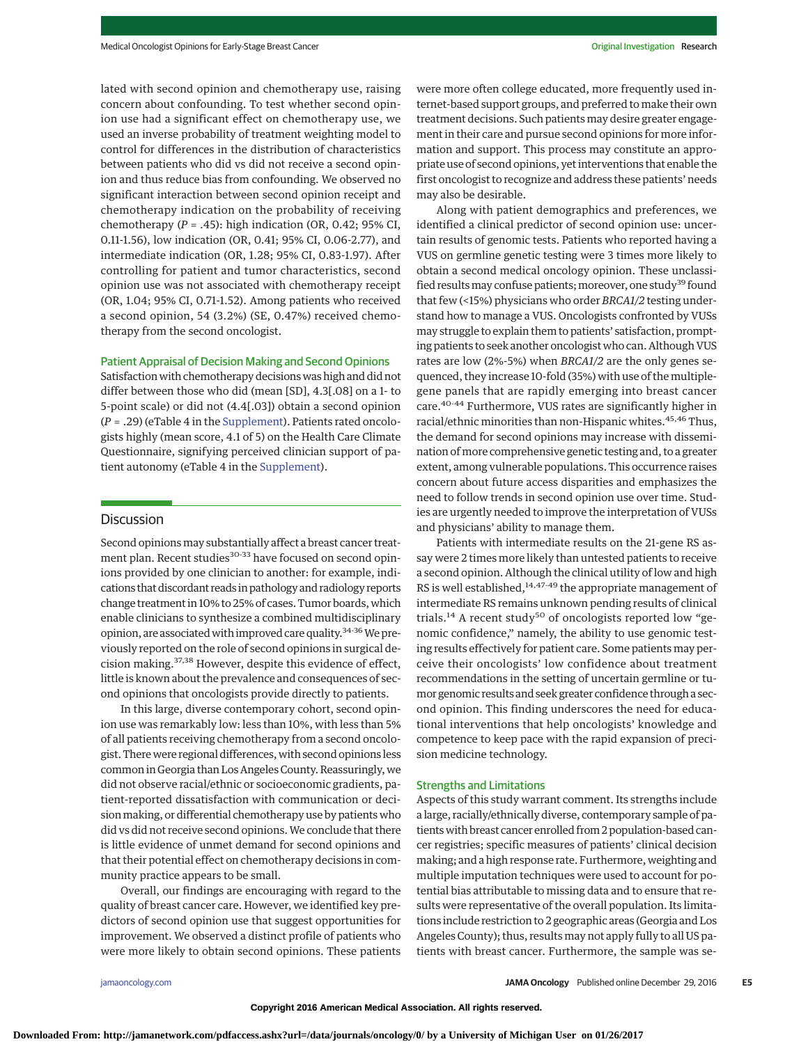lated with second opinion and chemotherapy use, raising concern about confounding. To test whether second opinion use had a significant effect on chemotherapy use, we used an inverse probability of treatment weighting model to control for differences in the distribution of characteristics between patients who did vs did not receive a second opinion and thus reduce bias from confounding. We observed no significant interaction between second opinion receipt and chemotherapy indication on the probability of receiving chemotherapy ($P = .45$): high indication (OR, 0.42; 95% CI, 0.11-1.56), low indication (OR, 0.41; 95% CI, 0.06-2.77), and intermediate indication (OR, 1.28; 95% CI, 0.83-1.97). After controlling for patient and tumor characteristics, second opinion use was not associated with chemotherapy receipt (OR, 1.04; 95% CI, 0.71-1.52). Among patients who received a second opinion, 54 (3.2%) (SE, 0.47%) received chemotherapy from the second oncologist.

### Patient Appraisal of Decision Making and Second Opinions

Satisfaction with chemotherapy decisions was high and did not differ between those who did (mean [SD], 4.3[.08] on a 1- to 5-point scale) or did not (4.4[.03]) obtain a second opinion ($P = .29$) (eTable 4 in the Supplement). Patients rated oncologists highly (mean score, 4.1 of 5) on the Health Care Climate Questionnaire, signifying perceived clinician support of patient autonomy (eTable 4 in the Supplement).

## Discussion

Second opinions may substantially affect a breast cancer treatment plan. Recent studies[30-33] have focused on second opinions provided by one clinician to another: for example, indications that discordant reads in pathology and radiology reports change treatment in 10% to 25% of cases. Tumor boards, which enable clinicians to synthesize a combined multidisciplinary opinion, are associated with improved care quality.[34-36] We previously reported on the role of second opinions in surgical decision making.[37,38] However, despite this evidence of effect, little is known about the prevalence and consequences of second opinions that oncologists provide directly to patients.

In this large, diverse contemporary cohort, second opinion use was remarkably low: less than 10%, with less than 5% of all patients receiving chemotherapy from a second oncologist. There were regional differences, with second opinions less common in Georgia than Los Angeles County. Reassuringly, we did not observe racial/ethnic or socioeconomic gradients, patient-reported dissatisfaction with communication or decision making, or differential chemotherapy use by patients who did vs did not receive second opinions. We conclude that there is little evidence of unmet demand for second opinions and that their potential effect on chemotherapy decisions in community practice appears to be small.

Overall, our findings are encouraging with regard to the quality of breast cancer care. However, we identified key predictors of second opinion use that suggest opportunities for improvement. We observed a distinct profile of patients who were more likely to obtain second opinions. These patients were more often college educated, more frequently used internet-based support groups, and preferred to make their own treatment decisions. Such patients may desire greater engagement in their care and pursue second opinions for more information and support. This process may constitute an appropriate use of second opinions, yet interventions that enable the first oncologist to recognize and address these patients' needs may also be desirable.

Along with patient demographics and preferences, we identified a clinical predictor of second opinion use: uncertain results of genomic tests. Patients who reported having a VUS on germline genetic testing were 3 times more likely to obtain a second medical oncology opinion. These unclassified results may confuse patients; moreover, one study[39] found that few (<15%) physicians who order *BRCA1/2* testing understand how to manage a VUS. Oncologists confronted by VUSs may struggle to explain them to patients' satisfaction, prompting patients to seek another oncologist who can. Although VUS rates are low (2%-5%) when *BRCA1/2* are the only genes sequenced, they increase 10-fold (35%) with use of the multiple-gene panels that are rapidly emerging into breast cancer care.[40-44] Furthermore, VUS rates are significantly higher in racial/ethnic minorities than non-Hispanic whites.[45,46] Thus, the demand for second opinions may increase with dissemination of more comprehensive genetic testing and, to a greater extent, among vulnerable populations. This occurrence raises concern about future access disparities and emphasizes the need to follow trends in second opinion use over time. Studies are urgently needed to improve the interpretation of VUSs and physicians' ability to manage them.

Patients with intermediate results on the 21-gene RS assay were 2 times more likely than untested patients to receive a second opinion. Although the clinical utility of low and high RS is well established,[14,47-49] the appropriate management of intermediate RS remains unknown pending results of clinical trials.[14] A recent study[50] of oncologists reported low "genomic confidence," namely, the ability to use genomic testing results effectively for patient care. Some patients may perceive their oncologists' low confidence about treatment recommendations in the setting of uncertain germline or tumor genomic results and seek greater confidence through a second opinion. This finding underscores the need for educational interventions that help oncologists' knowledge and competence to keep pace with the rapid expansion of precision medicine technology.

### Strengths and Limitations

Aspects of this study warrant comment. Its strengths include a large, racially/ethnically diverse, contemporary sample of patients with breast cancer enrolled from 2 population-based cancer registries; specific measures of patients' clinical decision making; and a high response rate. Furthermore, weighting and multiple imputation techniques were used to account for potential bias attributable to missing data and to ensure that results were representative of the overall population. Its limitations include restriction to 2 geographic areas (Georgia and Los Angeles County); thus, results may not apply fully to all US patients with breast cancer. Furthermore, the sample was se-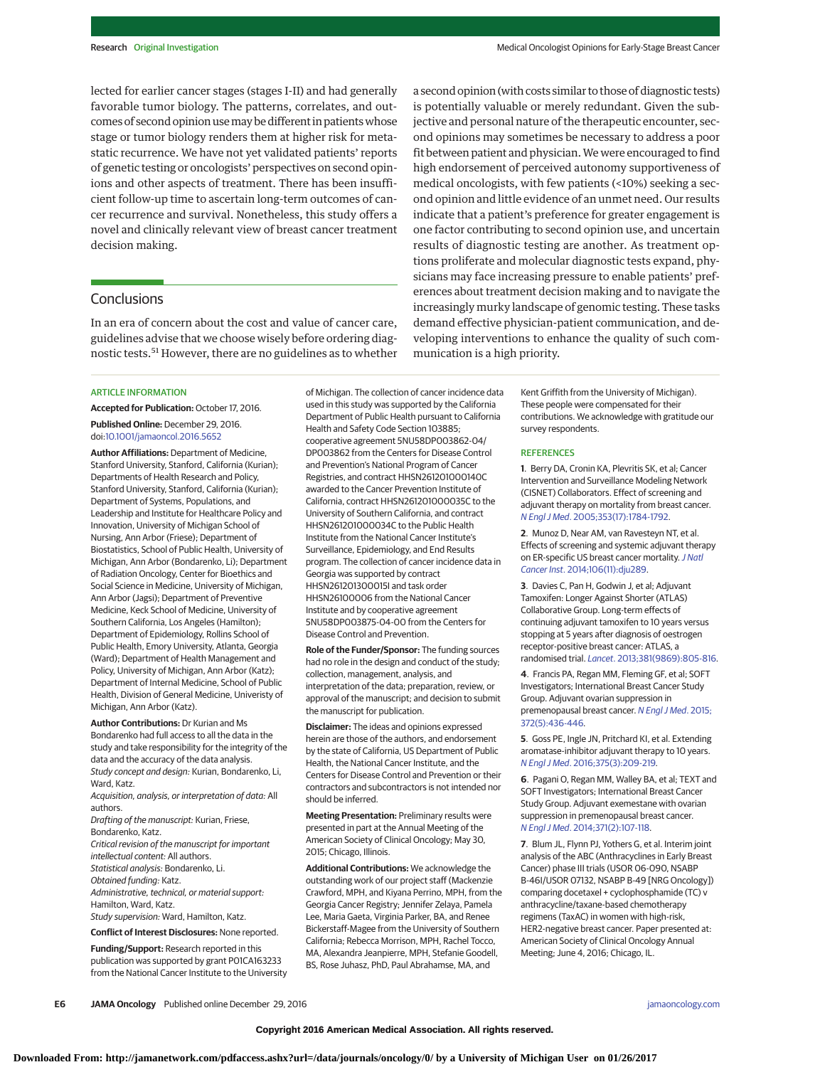lected for earlier cancer stages (stages I-II) and had generally favorable tumor biology. The patterns, correlates, and outcomes of second opinion use may be different in patients whose stage or tumor biology renders them at higher risk for metastatic recurrence. We have not yet validated patients' reports of genetic testing or oncologists' perspectives on second opinions and other aspects of treatment. There has been insufficient follow-up time to ascertain long-term outcomes of cancer recurrence and survival. Nonetheless, this study offers a novel and clinically relevant view of breast cancer treatment decision making.

## Conclusions

In an era of concern about the cost and value of cancer care, guidelines advise that we choose wisely before ordering diagnostic tests.[51] However, there are no guidelines as to whether a second opinion (with costs similar to those of diagnostic tests) is potentially valuable or merely redundant. Given the subjective and personal nature of the therapeutic encounter, second opinions may sometimes be necessary to address a poor fit between patient and physician. We were encouraged to find high endorsement of perceived autonomy supportiveness of medical oncologists, with few patients (<10%) seeking a second opinion and little evidence of an unmet need. Our results indicate that a patient's preference for greater engagement is one factor contributing to second opinion use, and uncertain results of diagnostic testing are another. As treatment options proliferate and molecular diagnostic tests expand, physicians may face increasing pressure to enable patients' preferences about treatment decision making and to navigate the increasingly murky landscape of genomic testing. These tasks demand effective physician-patient communication, and developing interventions to enhance the quality of such communication is a high priority.

### ARTICLE INFORMATION

**Accepted for Publication:** October 17, 2016.

**Published Online:** December 29, 2016. doi:10.1001/jamaoncol.2016.5652

**Author Affiliations:** Department of Medicine, Stanford University, Stanford, California (Kurian); Departments of Health Research and Policy, Stanford University, Stanford, California (Kurian); Department of Systems, Populations, and Leadership and Institute for Healthcare Policy and Innovation, University of Michigan School of Nursing, Ann Arbor (Friese); Department of Biostatistics, School of Public Health, University of Michigan, Ann Arbor (Bondarenko, Li); Department of Radiation Oncology, Center for Bioethics and Social Science in Medicine, University of Michigan, Ann Arbor (Jagsi); Department of Preventive Medicine, Keck School of Medicine, University of Southern California, Los Angeles (Hamilton); Department of Epidemiology, Rollins School of Public Health, Emory University, Atlanta, Georgia (Ward); Department of Health Management and Policy, University of Michigan, Ann Arbor (Katz); Department of Internal Medicine, School of Public Health, Division of General Medicine, Univeristy of Michigan, Ann Arbor (Katz).

**Author Contributions:** Dr Kurian and Ms Bondarenko had full access to all the data in the study and take responsibility for the integrity of the data and the accuracy of the data analysis.
*Study concept and design:* Kurian, Bondarenko, Li, Ward, Katz.
*Acquisition, analysis, or interpretation of data:* All authors.
*Drafting of the manuscript:* Kurian, Friese, Bondarenko, Katz.
*Critical revision of the manuscript for important intellectual content:* All authors.
*Statistical analysis:* Bondarenko, Li.
*Obtained funding:* Katz.
*Administrative, technical, or material support:* Hamilton, Ward, Katz.
*Study supervision:* Ward, Hamilton, Katz.

**Conflict of Interest Disclosures:** None reported.

**Funding/Support:** Research reported in this publication was supported by grant P01CA163233 from the National Cancer Institute to the University of Michigan. The collection of cancer incidence data used in this study was supported by the California Department of Public Health pursuant to California Health and Safety Code Section 103885; cooperative agreement 5NU58DP003862-04/DP003862 from the Centers for Disease Control and Prevention's National Program of Cancer Registries, and contract HHSN261201000140C awarded to the Cancer Prevention Institute of California, contract HHSN261201000035C to the University of Southern California, and contract HHSN261201000034C to the Public Health Institute from the National Cancer Institute's Surveillance, Epidemiology, and End Results program. The collection of cancer incidence data in Georgia was supported by contract HHSN261201300015I and task order HHSN26100006 from the National Cancer Institute and by cooperative agreement 5NU58DP003875-04-00 from the Centers for Disease Control and Prevention.

**Role of the Funder/Sponsor:** The funding sources had no role in the design and conduct of the study; collection, management, analysis, and interpretation of the data; preparation, review, or approval of the manuscript; and decision to submit the manuscript for publication.

**Disclaimer:** The ideas and opinions expressed herein are those of the authors, and endorsement by the state of California, US Department of Public Health, the National Cancer Institute, and the Centers for Disease Control and Prevention or their contractors and subcontractors is not intended nor should be inferred.

**Meeting Presentation:** Preliminary results were presented in part at the Annual Meeting of the American Society of Clinical Oncology; May 30, 2015; Chicago, Illinois.

**Additional Contributions:** We acknowledge the outstanding work of our project staff (Mackenzie Crawford, MPH, and Kiyana Perrino, MPH, from the Georgia Cancer Registry; Jennifer Zelaya, Pamela Lee, Maria Gaeta, Virginia Parker, BA, and Renee Bickerstaff-Magee from the University of Southern California; Rebecca Morrison, MPH, Rachel Tocco, MA, Alexandra Jeanpierre, MPH, Stefanie Goodell, BS, Rose Juhasz, PhD, Paul Abrahamse, MA, and Kent Griffith from the University of Michigan). These people were compensated for their contributions. We acknowledge with gratitude our survey respondents.

### REFERENCES

1. Berry DA, Cronin KA, Plevritis SK, et al; Cancer Intervention and Surveillance Modeling Network (CISNET) Collaborators. Effect of screening and adjuvant therapy on mortality from breast cancer. *N Engl J Med*. 2005;353(17):1784-1792.

2. Munoz D, Near AM, van Ravesteyn NT, et al. Effects of screening and systemic adjuvant therapy on ER-specific US breast cancer mortality. *J Natl Cancer Inst*. 2014;106(11):dju289.

3. Davies C, Pan H, Godwin J, et al; Adjuvant Tamoxifen: Longer Against Shorter (ATLAS) Collaborative Group. Long-term effects of continuing adjuvant tamoxifen to 10 years versus stopping at 5 years after diagnosis of oestrogen receptor-positive breast cancer: ATLAS, a randomised trial. *Lancet*. 2013;381(9869):805-816.

4. Francis PA, Regan MM, Fleming GF, et al; SOFT Investigators; International Breast Cancer Study Group. Adjuvant ovarian suppression in premenopausal breast cancer. *N Engl J Med*. 2015;372(5):436-446.

5. Goss PE, Ingle JN, Pritchard KI, et al. Extending aromatase-inhibitor adjuvant therapy to 10 years. *N Engl J Med*. 2016;375(3):209-219.

6. Pagani O, Regan MM, Walley BA, et al; TEXT and SOFT Investigators; International Breast Cancer Study Group. Adjuvant exemestane with ovarian suppression in premenopausal breast cancer. *N Engl J Med*. 2014;371(2):107-118.

7. Blum JL, Flynn PJ, Yothers G, et al. Interim joint analysis of the ABC (Anthracyclines in Early Breast Cancer) phase III trials (USOR 06-090, NSABP B-46I/USOR 07132, NSABP B-49 [NRG Oncology]) comparing docetaxel + cyclophosphamide (TC) v anthracycline/taxane-based chemotherapy regimens (TaxAC) in women with high-risk, HER2-negative breast cancer. Paper presented at: American Society of Clinical Oncology Annual Meeting; June 4, 2016; Chicago, IL.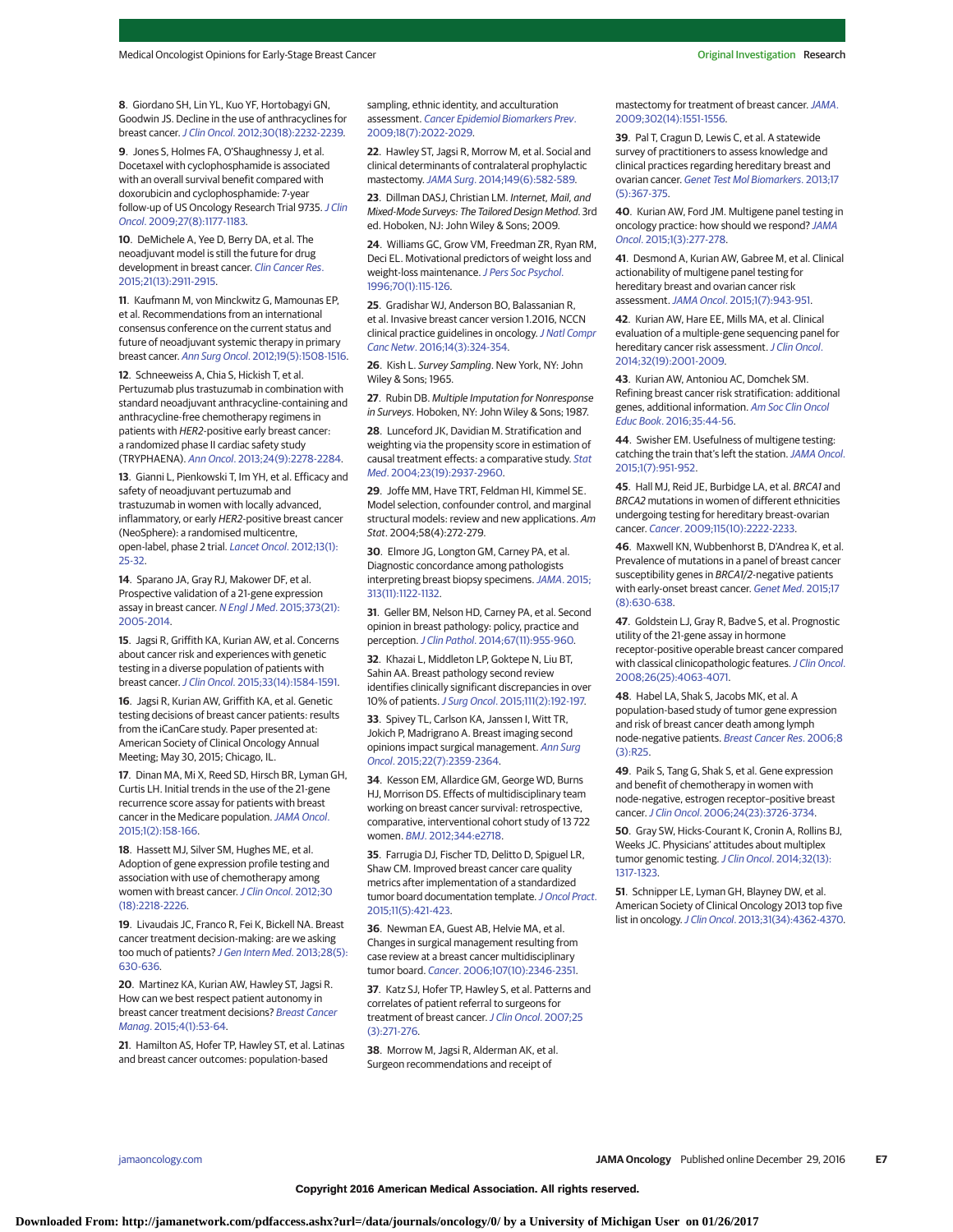8. Giordano SH, Lin YL, Kuo YF, Hortobagyi GN, Goodwin JS. Decline in the use of anthracyclines for breast cancer. *J Clin Oncol*. 2012;30(18):2232-2239.

9. Jones S, Holmes FA, O'Shaughnessy J, et al. Docetaxel with cyclophosphamide is associated with an overall survival benefit compared with doxorubicin and cyclophosphamide: 7-year follow-up of US Oncology Research Trial 9735. *J Clin Oncol*. 2009;27(8):1177-1183.

10. DeMichele A, Yee D, Berry DA, et al. The neoadjuvant model is still the future for drug development in breast cancer. *Clin Cancer Res*. 2015;21(13):2911-2915.

11. Kaufmann M, von Minckwitz G, Mamounas EP, et al. Recommendations from an international consensus conference on the current status and future of neoadjuvant systemic therapy in primary breast cancer. *Ann Surg Oncol*. 2012;19(5):1508-1516.

12. Schneeweiss A, Chia S, Hickish T, et al. Pertuzumab plus trastuzumab in combination with standard neoadjuvant anthracycline-containing and anthracycline-free chemotherapy regimens in patients with *HER2*-positive early breast cancer: a randomized phase II cardiac safety study (TRYPHAENA). *Ann Oncol*. 2013;24(9):2278-2284.

13. Gianni L, Pienkowski T, Im YH, et al. Efficacy and safety of neoadjuvant pertuzumab and trastuzumab in women with locally advanced, inflammatory, or early *HER2*-positive breast cancer (NeoSphere): a randomised multicentre, open-label, phase 2 trial. *Lancet Oncol*. 2012;13(1):25-32.

14. Sparano JA, Gray RJ, Makower DF, et al. Prospective validation of a 21-gene expression assay in breast cancer. *N Engl J Med*. 2015;373(21):2005-2014.

15. Jagsi R, Griffith KA, Kurian AW, et al. Concerns about cancer risk and experiences with genetic testing in a diverse population of patients with breast cancer. *J Clin Oncol*. 2015;33(14):1584-1591.

16. Jagsi R, Kurian AW, Griffith KA, et al. Genetic testing decisions of breast cancer patients: results from the iCanCare study. Paper presented at: American Society of Clinical Oncology Annual Meeting; May 30, 2015; Chicago, IL.

17. Dinan MA, Mi X, Reed SD, Hirsch BR, Lyman GH, Curtis LH. Initial trends in the use of the 21-gene recurrence score assay for patients with breast cancer in the Medicare population. *JAMA Oncol*. 2015;1(2):158-166.

18. Hassett MJ, Silver SM, Hughes ME, et al. Adoption of gene expression profile testing and association with use of chemotherapy among women with breast cancer. *J Clin Oncol*. 2012;30(18):2218-2226.

19. Livaudais JC, Franco R, Fei K, Bickell NA. Breast cancer treatment decision-making: are we asking too much of patients? *J Gen Intern Med*. 2013;28(5):630-636.

20. Martinez KA, Kurian AW, Hawley ST, Jagsi R. How can we best respect patient autonomy in breast cancer treatment decisions? *Breast Cancer Manag*. 2015;4(1):53-64.

21. Hamilton AS, Hofer TP, Hawley ST, et al. Latinas and breast cancer outcomes: population-based sampling, ethnic identity, and acculturation assessment. *Cancer Epidemiol Biomarkers Prev*. 2009;18(7):2022-2029.

22. Hawley ST, Jagsi R, Morrow M, et al. Social and clinical determinants of contralateral prophylactic mastectomy. *JAMA Surg*. 2014;149(6):582-589.

23. Dillman DASJ, Christian LM. *Internet, Mail, and Mixed-Mode Surveys: The Tailored Design Method*. 3rd ed. Hoboken, NJ: John Wiley & Sons; 2009.

24. Williams GC, Grow VM, Freedman ZR, Ryan RM, Deci EL. Motivational predictors of weight loss and weight-loss maintenance. *J Pers Soc Psychol*. 1996;70(1):115-126.

25. Gradishar WJ, Anderson BO, Balassanian R, et al. Invasive breast cancer version 1.2016, NCCN clinical practice guidelines in oncology. *J Natl Compr Canc Netw*. 2016;14(3):324-354.

26. Kish L. *Survey Sampling*. New York, NY: John Wiley & Sons; 1965.

27. Rubin DB. *Multiple Imputation for Nonresponse in Surveys*. Hoboken, NJ: John Wiley & Sons; 1987.

28. Lunceford JK, Davidian M. Stratification and weighting via the propensity score in estimation of causal treatment effects: a comparative study. *Stat Med*. 2004;23(19):2937-2960.

29. Joffe MM, Have TRT, Feldman HI, Kimmel SE. Model selection, confounder control, and marginal structural models: review and new applications. *Am Stat*. 2004;58(4):272-279.

30. Elmore JG, Longton GM, Carney PA, et al. Diagnostic concordance among pathologists interpreting breast biopsy specimens. *JAMA*. 2015;313(11):1122-1132.

31. Geller BM, Nelson HD, Carney PA, et al. Second opinion in breast pathology: policy, practice and perception. *J Clin Pathol*. 2014;67(11):955-960.

32. Khazai L, Middleton LP, Goktepe N, Liu BT, Sahin AA. Breast pathology second review identifies clinically significant discrepancies in over 10% of patients. *J Surg Oncol*. 2015;111(2):192-197.

33. Spivey TL, Carlson KA, Janssen I, Witt TR, Jokich P, Madrigrano A. Breast imaging second opinions impact surgical management. *Ann Surg Oncol*. 2015;22(7):2359-2364.

34. Kesson EM, Allardice GM, George WD, Burns HJ, Morrison DS. Effects of multidisciplinary team working on breast cancer survival: retrospective, comparative, interventional cohort study of 13 722 women. *BMJ*. 2012;344:e2718.

35. Farrugia DJ, Fischer TD, Delitto D, Spiguel LR, Shaw CM. Improved breast cancer care quality metrics after implementation of a standardized tumor board documentation template. *J Oncol Pract*. 2015;11(5):421-423.

36. Newman EA, Guest AB, Helvie MA, et al. Changes in surgical management resulting from case review at a breast cancer multidisciplinary tumor board. *Cancer*. 2006;107(10):2346-2351.

37. Katz SJ, Hofer TP, Hawley S, et al. Patterns and correlates of patient referral to surgeons for treatment of breast cancer. *J Clin Oncol*. 2007;25(3):271-276.

38. Morrow M, Jagsi R, Alderman AK, et al. Surgeon recommendations and receipt of mastectomy for treatment of breast cancer. *JAMA*. 2009;302(14):1551-1556.

39. Pal T, Cragun D, Lewis C, et al. A statewide survey of practitioners to assess knowledge and clinical practices regarding hereditary breast and ovarian cancer. *Genet Test Mol Biomarkers*. 2013;17(5):367-375.

40. Kurian AW, Ford JM. Multigene panel testing in oncology practice: how should we respond? *JAMA Oncol*. 2015;1(3):277-278.

41. Desmond A, Kurian AW, Gabree M, et al. Clinical actionability of multigene panel testing for hereditary breast and ovarian cancer risk assessment. *JAMA Oncol*. 2015;1(7):943-951.

42. Kurian AW, Hare EE, Mills MA, et al. Clinical evaluation of a multiple-gene sequencing panel for hereditary cancer risk assessment. *J Clin Oncol*. 2014;32(19):2001-2009.

43. Kurian AW, Antoniou AC, Domchek SM. Refining breast cancer risk stratification: additional genes, additional information. *Am Soc Clin Oncol Educ Book*. 2016;35:44-56.

44. Swisher EM. Usefulness of multigene testing: catching the train that's left the station. *JAMA Oncol*. 2015;1(7):951-952.

45. Hall MJ, Reid JE, Burbidge LA, et al. *BRCA1* and *BRCA2* mutations in women of different ethnicities undergoing testing for hereditary breast-ovarian cancer. *Cancer*. 2009;115(10):2222-2233.

46. Maxwell KN, Wubbenhorst B, D'Andrea K, et al. Prevalence of mutations in a panel of breast cancer susceptibility genes in *BRCA1/2*-negative patients with early-onset breast cancer. *Genet Med*. 2015;17(8):630-638.

47. Goldstein LJ, Gray R, Badve S, et al. Prognostic utility of the 21-gene assay in hormone receptor-positive operable breast cancer compared with classical clinicopathologic features. *J Clin Oncol*. 2008;26(25):4063-4071.

48. Habel LA, Shak S, Jacobs MK, et al. A population-based study of tumor gene expression and risk of breast cancer death among lymph node-negative patients. *Breast Cancer Res*. 2006;8(3):R25.

49. Paik S, Tang G, Shak S, et al. Gene expression and benefit of chemotherapy in women with node-negative, estrogen receptor-positive breast cancer. *J Clin Oncol*. 2006;24(23):3726-3734.

50. Gray SW, Hicks-Courant K, Cronin A, Rollins BJ, Weeks JC. Physicians' attitudes about multiplex tumor genomic testing. *J Clin Oncol*. 2014;32(13):1317-1323.

51. Schnipper LE, Lyman GH, Blayney DW, et al. American Society of Clinical Oncology 2013 top five list in oncology. *J Clin Oncol*. 2013;31(34):4362-4370.